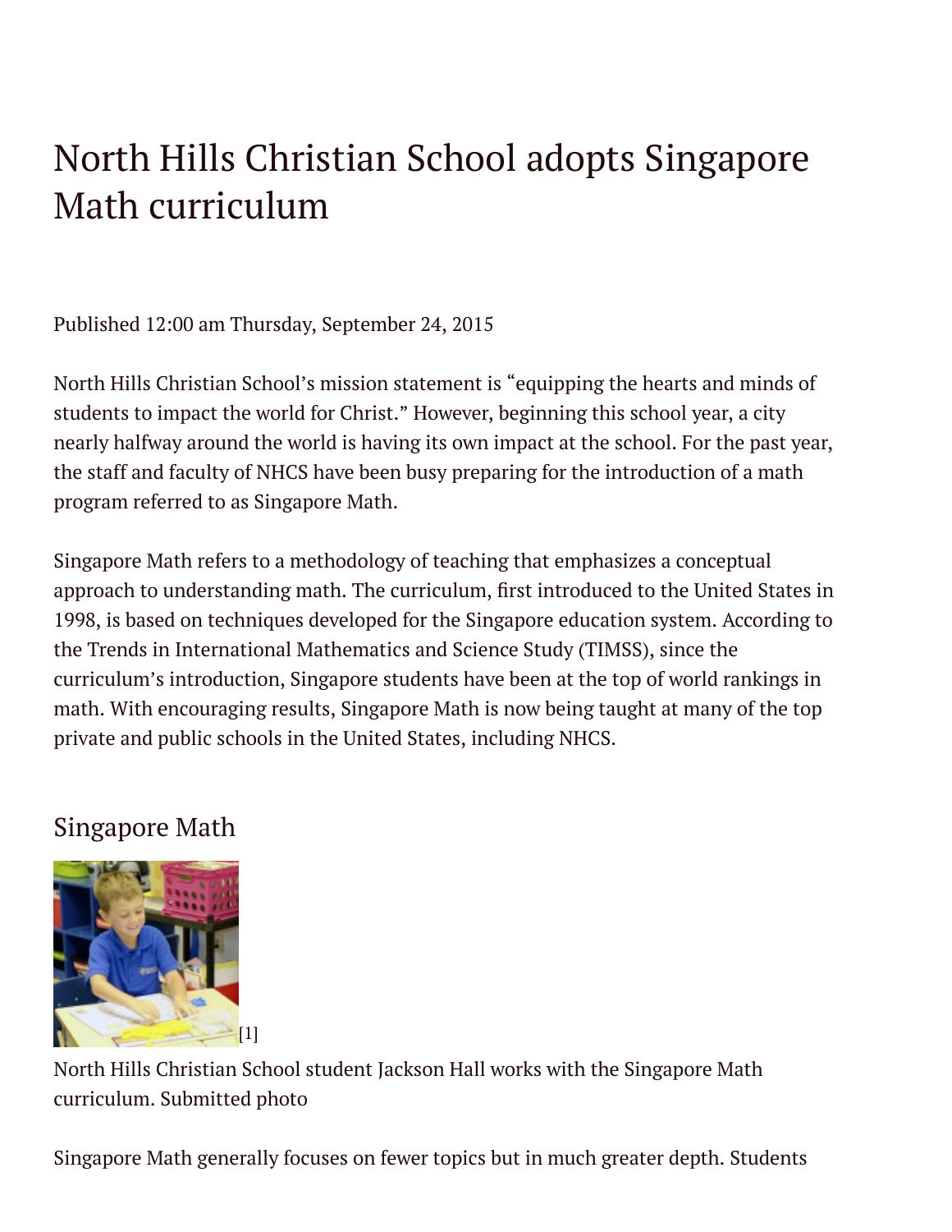# North Hills Christian School adopts Singapore Math curriculum

Published 12:00 am Thursday, September 24, 2015

North Hills Christian School's mission statement is "equipping the hearts and minds of students to impact the world for Christ." However, beginning this school year, a city nearly halfway around the world is having its own impact at the school. For the past year, the staff and faculty of NHCS have been busy preparing for the introduction of a math program referred to as Singapore Math.

Singapore Math refers to a methodology of teaching that emphasizes a conceptual approach to understanding math. The curriculum, first introduced to the United States in 1998, is based on techniques developed for the Singapore education system. According to the Trends in International Mathematics and Science Study (TIMSS), since the curriculum's introduction, Singapore students have been at the top of world rankings in math. With encouraging results, Singapore Math is now being taught at many of the top private and public schools in the United States, including NHCS.

## Singapore Math

[1]

North Hills Christian School student Jackson Hall works with the Singapore Math curriculum. Submitted photo

Singapore Math generally focuses on fewer topics but in much greater depth. Students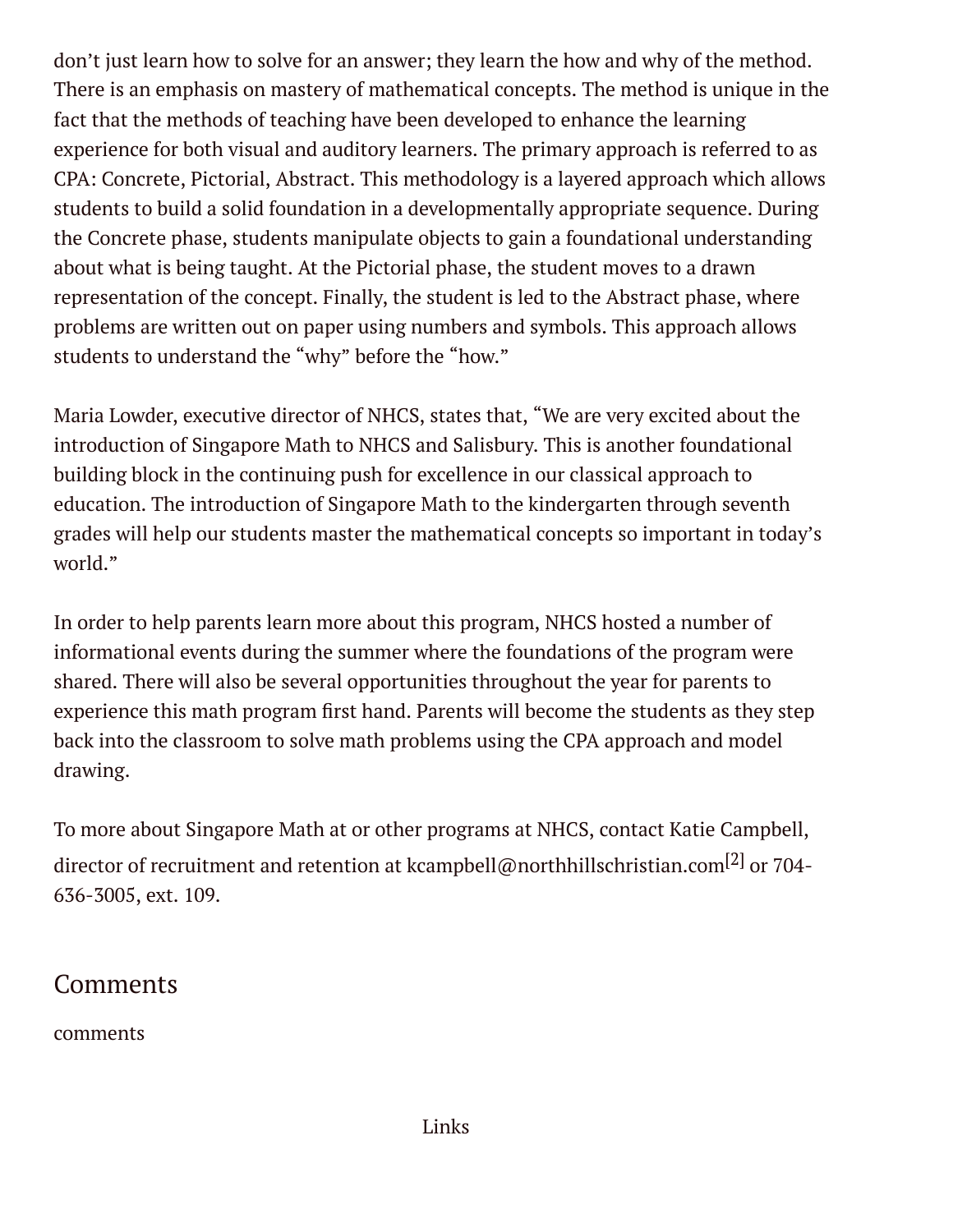don’t just learn how to solve for an answer; they learn the how and why of the method. There is an emphasis on mastery of mathematical concepts. The method is unique in the fact that the methods of teaching have been developed to enhance the learning experience for both visual and auditory learners. The primary approach is referred to as CPA: Concrete, Pictorial, Abstract. This methodology is a layered approach which allows students to build a solid foundation in a developmentally appropriate sequence. During the Concrete phase, students manipulate objects to gain a foundational understanding about what is being taught. At the Pictorial phase, the student moves to a drawn representation of the concept. Finally, the student is led to the Abstract phase, where problems are written out on paper using numbers and symbols. This approach allows students to understand the “why” before the “how.”

Maria Lowder, executive director of NHCS, states that, “We are very excited about the introduction of Singapore Math to NHCS and Salisbury. This is another foundational building block in the continuing push for excellence in our classical approach to education. The introduction of Singapore Math to the kindergarten through seventh grades will help our students master the mathematical concepts so important in today’s world.”

In order to help parents learn more about this program, NHCS hosted a number of informational events during the summer where the foundations of the program were shared. There will also be several opportunities throughout the year for parents to experience this math program first hand. Parents will become the students as they step back into the classroom to solve math problems using the CPA approach and model drawing.

To more about Singapore Math at or other programs at NHCS, contact Katie Campbell, director of recruitment and retention at kcampbell@northhillschristian.com[2] or 704-636-3005, ext. 109.

## Comments

comments

Links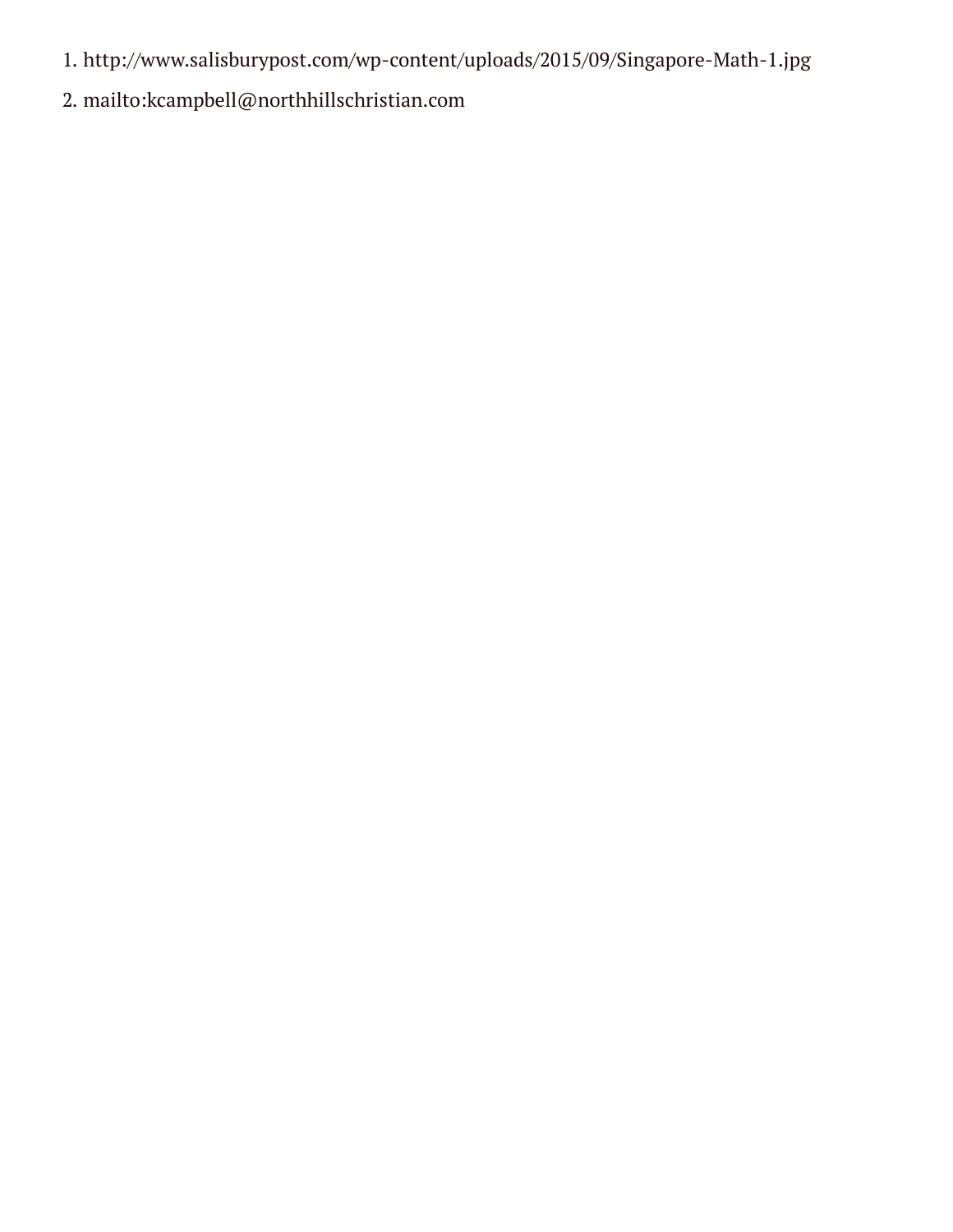1. http://www.salisburypost.com/wp-content/uploads/2015/09/Singapore-Math-1.jpg
2. mailto:kcampbell@northhillschristian.com